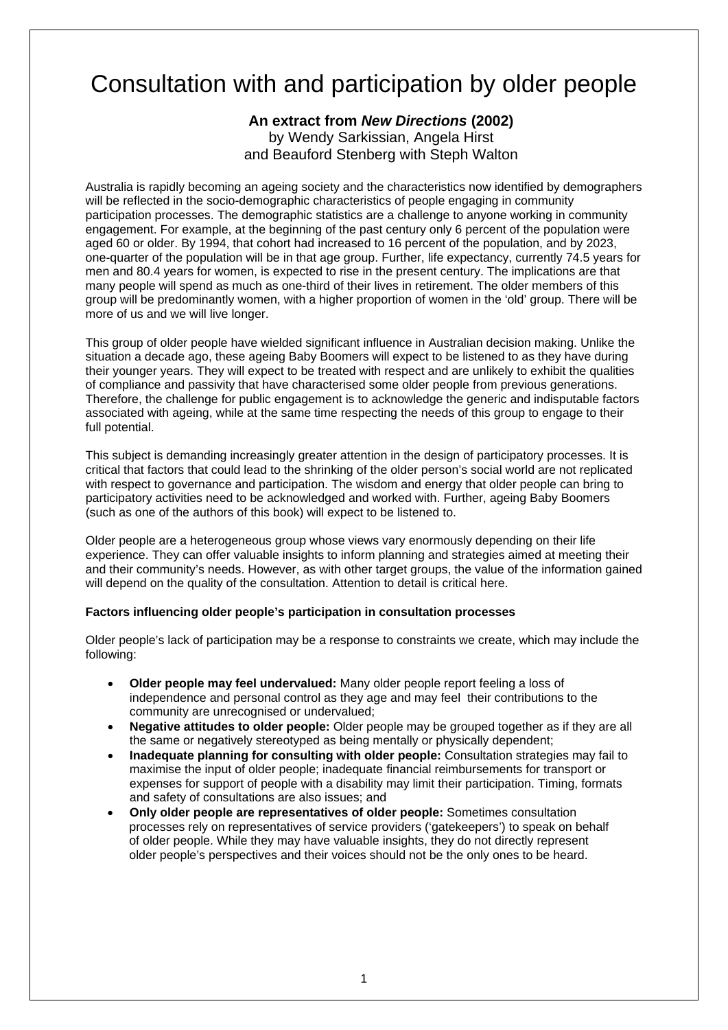# Consultation with and participation by older people

**An extract from *New Directions* (2002)**
by Wendy Sarkissian, Angela Hirst
and Beauford Stenberg with Steph Walton

Australia is rapidly becoming an ageing society and the characteristics now identified by demographers will be reflected in the socio-demographic characteristics of people engaging in community participation processes. The demographic statistics are a challenge to anyone working in community engagement. For example, at the beginning of the past century only 6 percent of the population were aged 60 or older. By 1994, that cohort had increased to 16 percent of the population, and by 2023, one-quarter of the population will be in that age group. Further, life expectancy, currently 74.5 years for men and 80.4 years for women, is expected to rise in the present century. The implications are that many people will spend as much as one-third of their lives in retirement. The older members of this group will be predominantly women, with a higher proportion of women in the 'old' group. There will be more of us and we will live longer.

This group of older people have wielded significant influence in Australian decision making. Unlike the situation a decade ago, these ageing Baby Boomers will expect to be listened to as they have during their younger years. They will expect to be treated with respect and are unlikely to exhibit the qualities of compliance and passivity that have characterised some older people from previous generations. Therefore, the challenge for public engagement is to acknowledge the generic and indisputable factors associated with ageing, while at the same time respecting the needs of this group to engage to their full potential.

This subject is demanding increasingly greater attention in the design of participatory processes. It is critical that factors that could lead to the shrinking of the older person's social world are not replicated with respect to governance and participation. The wisdom and energy that older people can bring to participatory activities need to be acknowledged and worked with. Further, ageing Baby Boomers (such as one of the authors of this book) will expect to be listened to.

Older people are a heterogeneous group whose views vary enormously depending on their life experience. They can offer valuable insights to inform planning and strategies aimed at meeting their and their community's needs. However, as with other target groups, the value of the information gained will depend on the quality of the consultation. Attention to detail is critical here.

**Factors influencing older people's participation in consultation processes**

Older people's lack of participation may be a response to constraints we create, which may include the following:

- **Older people may feel undervalued:** Many older people report feeling a loss of independence and personal control as they age and may feel their contributions to the community are unrecognised or undervalued;
- **Negative attitudes to older people:** Older people may be grouped together as if they are all the same or negatively stereotyped as being mentally or physically dependent;
- **Inadequate planning for consulting with older people:** Consultation strategies may fail to maximise the input of older people; inadequate financial reimbursements for transport or expenses for support of people with a disability may limit their participation. Timing, formats and safety of consultations are also issues; and
- **Only older people are representatives of older people:** Sometimes consultation processes rely on representatives of service providers ('gatekeepers') to speak on behalf of older people. While they may have valuable insights, they do not directly represent older people's perspectives and their voices should not be the only ones to be heard.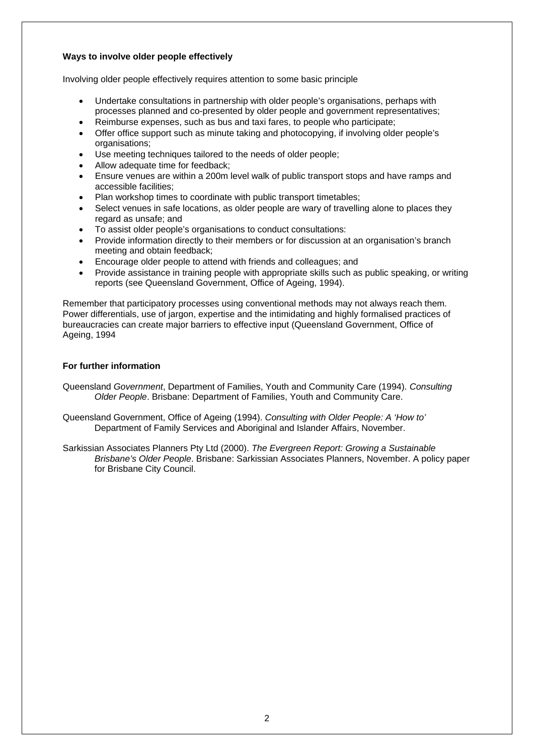**Ways to involve older people effectively**

Involving older people effectively requires attention to some basic principle

- Undertake consultations in partnership with older people's organisations, perhaps with processes planned and co-presented by older people and government representatives;
- Reimburse expenses, such as bus and taxi fares, to people who participate;
- Offer office support such as minute taking and photocopying, if involving older people's organisations;
- Use meeting techniques tailored to the needs of older people;
- Allow adequate time for feedback;
- Ensure venues are within a 200m level walk of public transport stops and have ramps and accessible facilities;
- Plan workshop times to coordinate with public transport timetables;
- Select venues in safe locations, as older people are wary of travelling alone to places they regard as unsafe; and
- To assist older people's organisations to conduct consultations:
- Provide information directly to their members or for discussion at an organisation's branch meeting and obtain feedback;
- Encourage older people to attend with friends and colleagues; and
- Provide assistance in training people with appropriate skills such as public speaking, or writing reports (see Queensland Government, Office of Ageing, 1994).

Remember that participatory processes using conventional methods may not always reach them. Power differentials, use of jargon, expertise and the intimidating and highly formalised practices of bureaucracies can create major barriers to effective input (Queensland Government, Office of Ageing, 1994

**For further information**

Queensland *Government*, Department of Families, Youth and Community Care (1994). *Consulting Older People*. Brisbane: Department of Families, Youth and Community Care.

Queensland Government, Office of Ageing (1994). *Consulting with Older People: A 'How to'* Department of Family Services and Aboriginal and Islander Affairs, November.

Sarkissian Associates Planners Pty Ltd (2000). *The Evergreen Report: Growing a Sustainable Brisbane's Older People*. Brisbane: Sarkissian Associates Planners, November. A policy paper for Brisbane City Council.